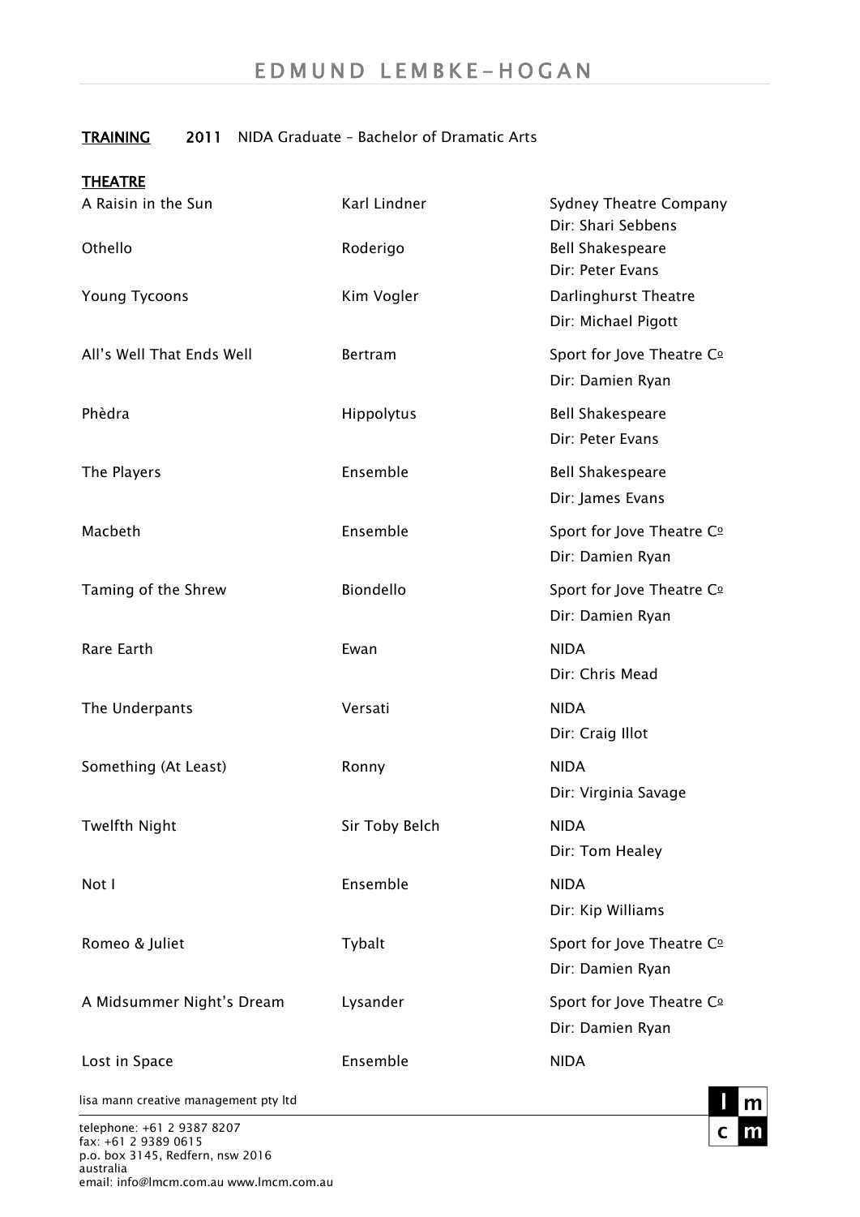# EDMUND LEMBKE-HOGAN

**TRAINING** **2011** NIDA Graduate – Bachelor of Dramatic Arts

**THEATRE**

| | | |
|---|---|---|
| A Raisin in the Sun | Karl Lindner | Sydney Theatre Company<br>Dir: Shari Sebbens |
| Othello | Roderigo | Bell Shakespeare<br>Dir: Peter Evans |
| Young Tycoons | Kim Vogler | Darlinghurst Theatre<br>Dir: Michael Pigott |
| All's Well That Ends Well | Bertram | Sport for Jove Theatre Cº<br>Dir: Damien Ryan |
| Phèdra | Hippolytus | Bell Shakespeare<br>Dir: Peter Evans |
| The Players | Ensemble | Bell Shakespeare<br>Dir: James Evans |
| Macbeth | Ensemble | Sport for Jove Theatre Cº<br>Dir: Damien Ryan |
| Taming of the Shrew | Biondello | Sport for Jove Theatre Cº<br>Dir: Damien Ryan |
| Rare Earth | Ewan | NIDA<br>Dir: Chris Mead |
| The Underpants | Versati | NIDA<br>Dir: Craig Illot |
| Something (At Least) | Ronny | NIDA<br>Dir: Virginia Savage |
| Twelfth Night | Sir Toby Belch | NIDA<br>Dir: Tom Healey |
| Not I | Ensemble | NIDA<br>Dir: Kip Williams |
| Romeo & Juliet | Tybalt | Sport for Jove Theatre Cº<br>Dir: Damien Ryan |
| A Midsummer Night's Dream | Lysander | Sport for Jove Theatre Cº<br>Dir: Damien Ryan |
| Lost in Space | Ensemble | NIDA |

lisa mann creative management pty ltd

telephone: +61 2 9387 8207
fax: +61 2 9389 0615
p.o. box 3145, Redfern, nsw 2016
australia
email: info@lmcm.com.au www.lmcm.com.au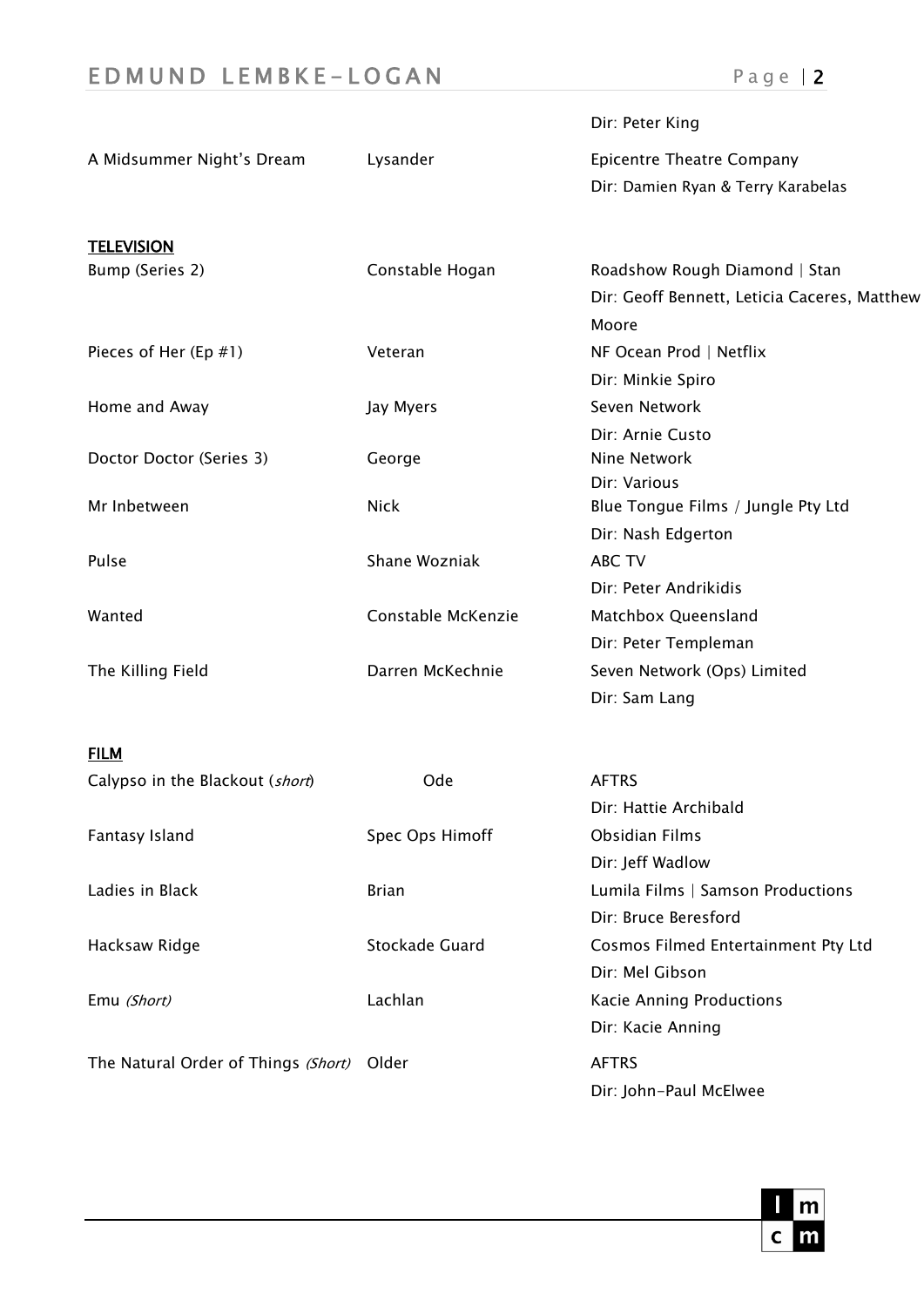| | | Dir: Peter King |
|---|---|---|
| A Midsummer Night's Dream | Lysander | Epicentre Theatre Company<br>Dir: Damien Ryan & Terry Karabelas |

## TELEVISION

| | | |
|---|---|---|
| Bump (Series 2) | Constable Hogan | Roadshow Rough Diamond \| Stan<br>Dir: Geoff Bennett, Leticia Caceres, Matthew Moore |
| Pieces of Her (Ep #1) | Veteran | NF Ocean Prod \| Netflix<br>Dir: Minkie Spiro |
| Home and Away | Jay Myers | Seven Network<br>Dir: Arnie Custo |
| Doctor Doctor (Series 3) | George | Nine Network<br>Dir: Various |
| Mr Inbetween | Nick | Blue Tongue Films / Jungle Pty Ltd<br>Dir: Nash Edgerton |
| Pulse | Shane Wozniak | ABC TV<br>Dir: Peter Andrikidis |
| Wanted | Constable McKenzie | Matchbox Queensland<br>Dir: Peter Templeman |
| The Killing Field | Darren McKechnie | Seven Network (Ops) Limited<br>Dir: Sam Lang |

## FILM

| | | |
|---|---|---|
| Calypso in the Blackout (*short*) | Ode | AFTRS<br>Dir: Hattie Archibald |
| Fantasy Island | Spec Ops Himoff | Obsidian Films<br>Dir: Jeff Wadlow |
| Ladies in Black | Brian | Lumila Films \| Samson Productions<br>Dir: Bruce Beresford |
| Hacksaw Ridge | Stockade Guard | Cosmos Filmed Entertainment Pty Ltd<br>Dir: Mel Gibson |
| Emu *(Short)* | Lachlan | Kacie Anning Productions<br>Dir: Kacie Anning |
| The Natural Order of Things *(Short)* | Older | AFTRS<br>Dir: John-Paul McElwee |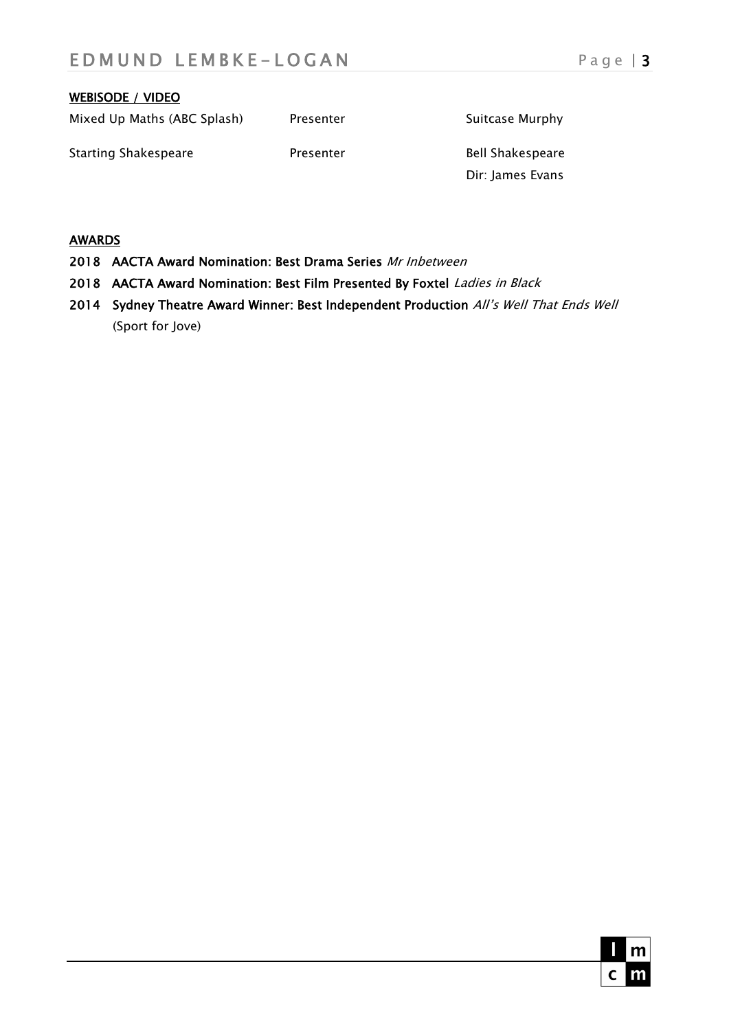**WEBISODE / VIDEO**

| | | |
|---|---|---|
| Mixed Up Maths (ABC Splash) | Presenter | Suitcase Murphy |
| Starting Shakespeare | Presenter | Bell Shakespeare<br>Dir: James Evans |

**AWARDS**

**2018 AACTA Award Nomination: Best Drama Series** *Mr Inbetween*

**2018 AACTA Award Nomination: Best Film Presented By Foxtel** *Ladies in Black*

**2014 Sydney Theatre Award Winner: Best Independent Production** *All's Well That Ends Well* (Sport for Jove)